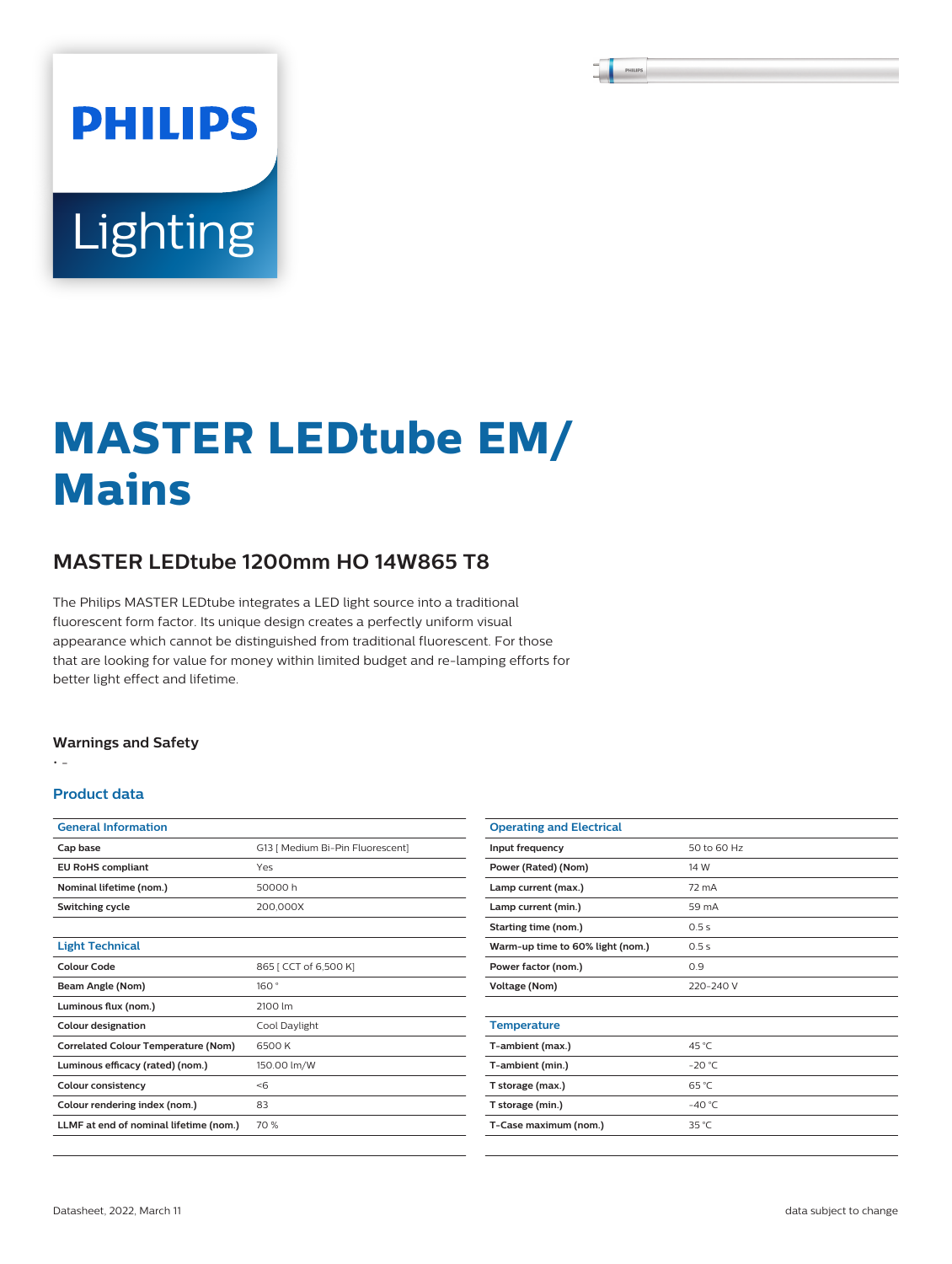PHILIPS

Lighting

# MASTER LEDtube EM/ Mains

## MASTER LEDtube 1200mm HO 14W865 T8

The Philips MASTER LEDtube integrates a LED light source into a traditional fluorescent form factor. Its unique design creates a perfectly uniform visual appearance which cannot be distinguished from traditional fluorescent. For those that are looking for value for money within limited budget and re-lamping efforts for better light effect and lifetime.

### Warnings and Safety

- -

### Product data

| General Information | |
|---|---|
| Cap base | G13 [ Medium Bi-Pin Fluorescent] |
| EU RoHS compliant | Yes |
| Nominal lifetime (nom.) | 50000 h |
| Switching cycle | 200,000X |

| Light Technical | |
|---|---|
| Colour Code | 865 [ CCT of 6,500 K] |
| Beam Angle (Nom) | 160 ° |
| Luminous flux (nom.) | 2100 lm |
| Colour designation | Cool Daylight |
| Correlated Colour Temperature (Nom) | 6500 K |
| Luminous efficacy (rated) (nom.) | 150.00 lm/W |
| Colour consistency | <6 |
| Colour rendering index (nom.) | 83 |
| LLMF at end of nominal lifetime (nom.) | 70 % |

| Operating and Electrical | |
|---|---|
| Input frequency | 50 to 60 Hz |
| Power (Rated) (Nom) | 14 W |
| Lamp current (max.) | 72 mA |
| Lamp current (min.) | 59 mA |
| Starting time (nom.) | 0.5 s |
| Warm-up time to 60% light (nom.) | 0.5 s |
| Power factor (nom.) | 0.9 |
| Voltage (Nom) | 220-240 V |

| Temperature | |
|---|---|
| T-ambient (max.) | 45 °C |
| T-ambient (min.) | -20 °C |
| T storage (max.) | 65 °C |
| T storage (min.) | -40 °C |
| T-Case maximum (nom.) | 35 °C |

Datasheet, 2022, March 11

data subject to change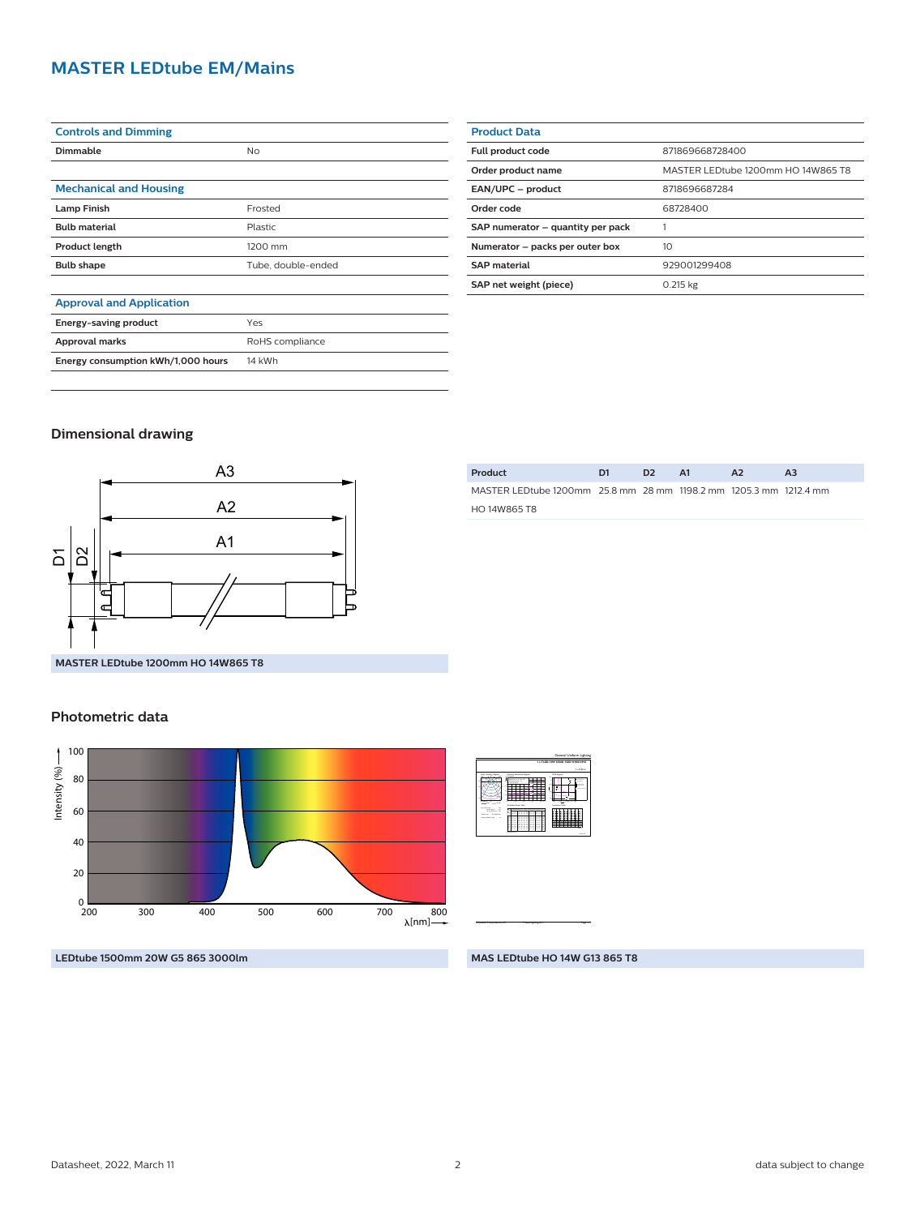# MASTER LEDtube EM/Mains

| Controls and Dimming | |
|---|---|
| Dimmable | No |

| Mechanical and Housing | |
|---|---|
| Lamp Finish | Frosted |
| Bulb material | Plastic |
| Product length | 1200 mm |
| Bulb shape | Tube, double-ended |

| Approval and Application | |
|---|---|
| Energy-saving product | Yes |
| Approval marks | RoHS compliance |
| Energy consumption kWh/1,000 hours | 14 kWh |

| Product Data | |
|---|---|
| Full product code | 871869668728400 |
| Order product name | MASTER LEDtube 1200mm HO 14W865 T8 |
| EAN/UPC – product | 8718696687284 |
| Order code | 68728400 |
| SAP numerator – quantity per pack | 1 |
| Numerator – packs per outer box | 10 |
| SAP material | 929001299408 |
| SAP net weight (piece) | 0.215 kg |

## Dimensional drawing

| Product | D1 | D2 | A1 | A2 | A3 |
|---|---|---|---|---|---|
| MASTER LEDtube 1200mm HO 14W865 T8 | 25.8 mm | 28 mm | 1198.2 mm | 1205.3 mm | 1212.4 mm |

MASTER LEDtube 1200mm HO 14W865 T8

## Photometric data

LEDtube 1500mm 20W G5 865 3000lm

MAS LEDtube HO 14W G13 865 T8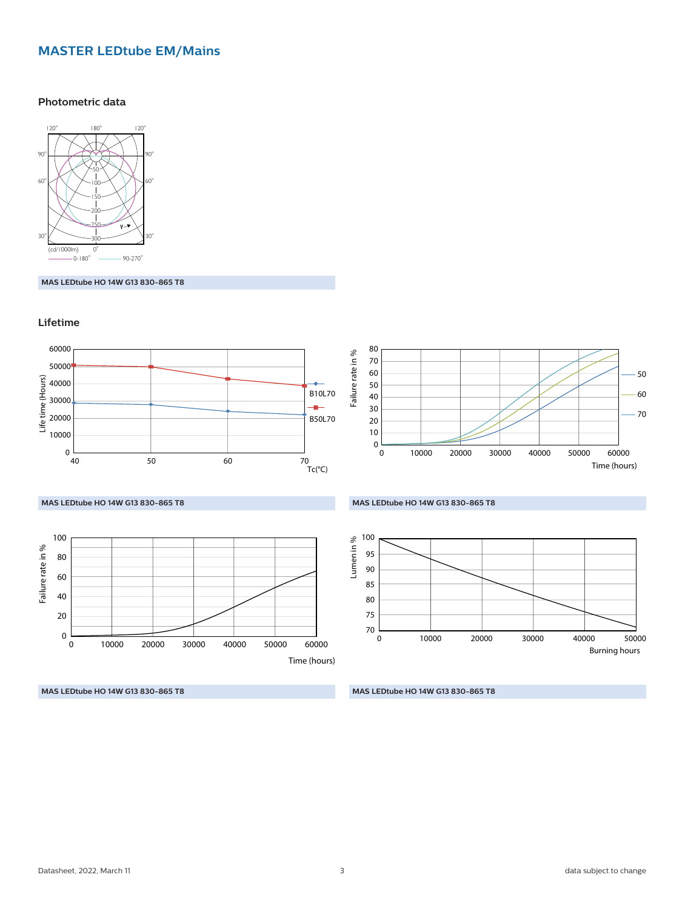## MASTER LEDtube EM/Mains

### Photometric data

MAS LEDtube HO 14W G13 830-865 T8

### Lifetime

MAS LEDtube HO 14W G13 830-865 T8

MAS LEDtube HO 14W G13 830-865 T8

MAS LEDtube HO 14W G13 830-865 T8

MAS LEDtube HO 14W G13 830-865 T8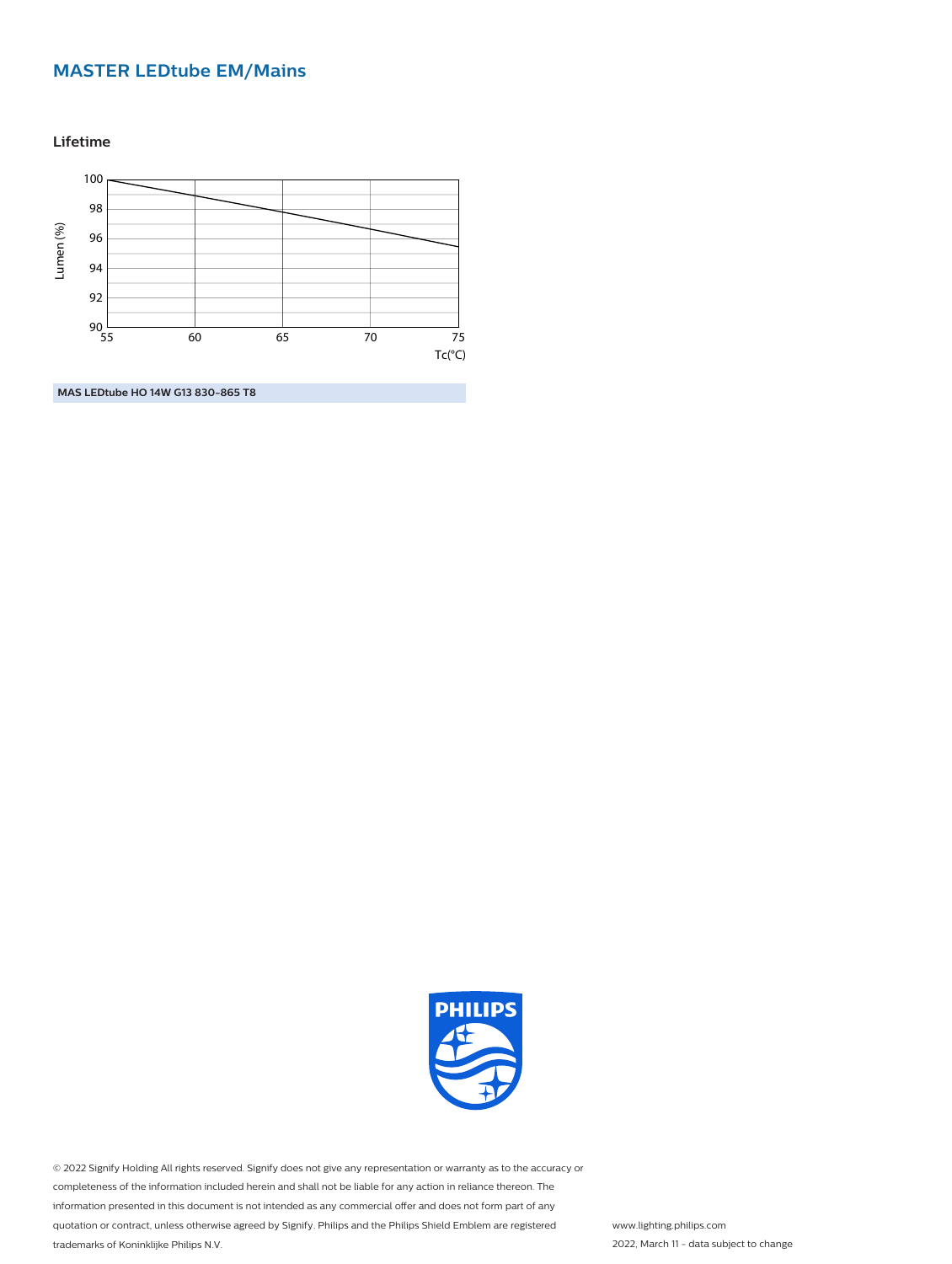## MASTER LEDtube EM/Mains

### Lifetime

Lumen (%)

100
98
96
94
92
90

55
60
65
70
75

Tc(°C)

**MAS LEDtube HO 14W G13 830-865 T8**

© 2022 Signify Holding All rights reserved. Signify does not give any representation or warranty as to the accuracy or completeness of the information included herein and shall not be liable for any action in reliance thereon. The information presented in this document is not intended as any commercial offer and does not form part of any quotation or contract, unless otherwise agreed by Signify. Philips and the Philips Shield Emblem are registered trademarks of Koninklijke Philips N.V.

www.lighting.philips.com

2022, March 11 - data subject to change